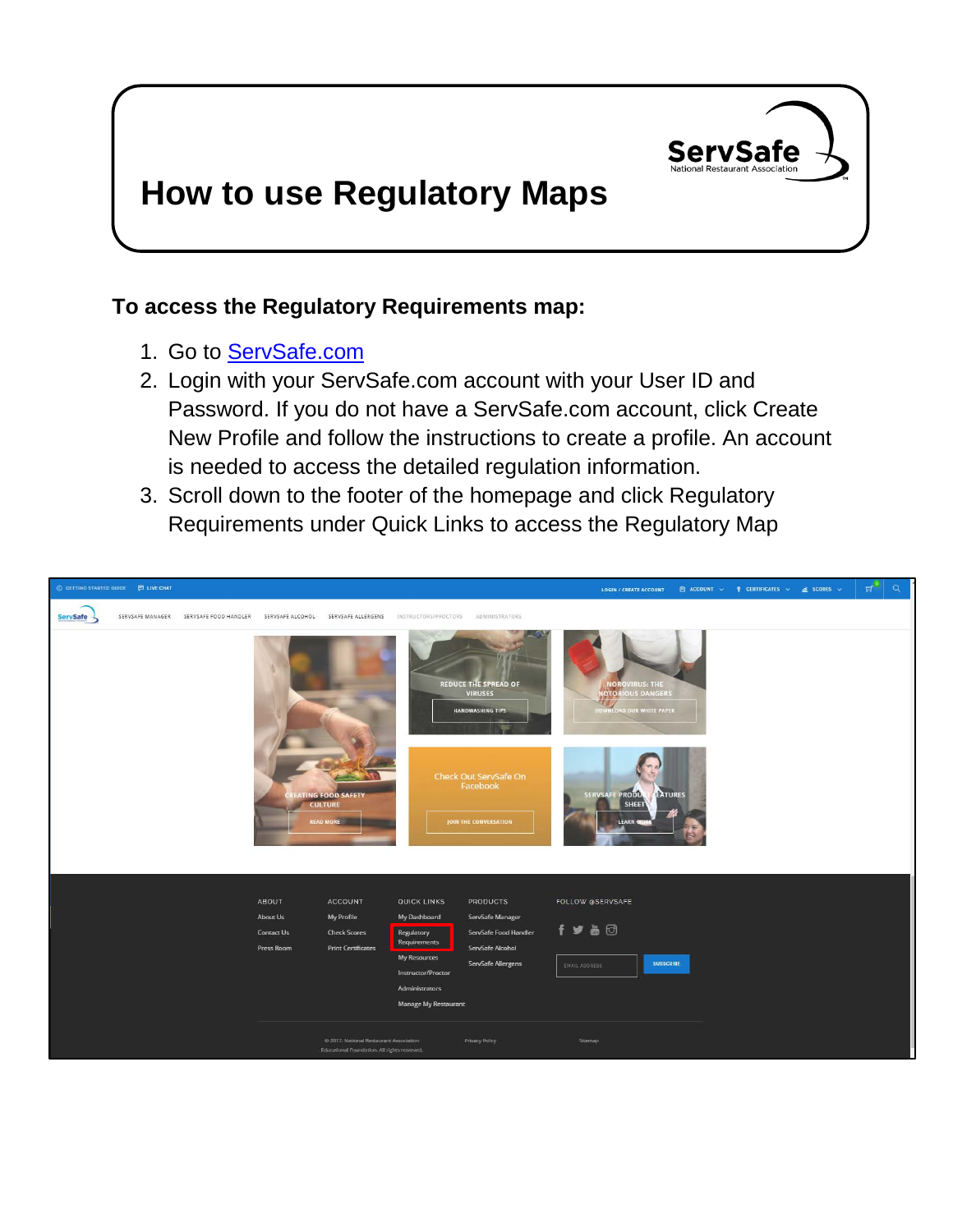# How to use Regulatory Maps

**To access the Regulatory Requirements map:**

1. Go to [ServSafe.com](ServSafe.com)
2. Login with your ServSafe.com account with your User ID and Password. If you do not have a ServSafe.com account, click Create New Profile and follow the instructions to create a profile. An account is needed to access the detailed regulation information.
3. Scroll down to the footer of the homepage and click Regulatory Requirements under Quick Links to access the Regulatory Map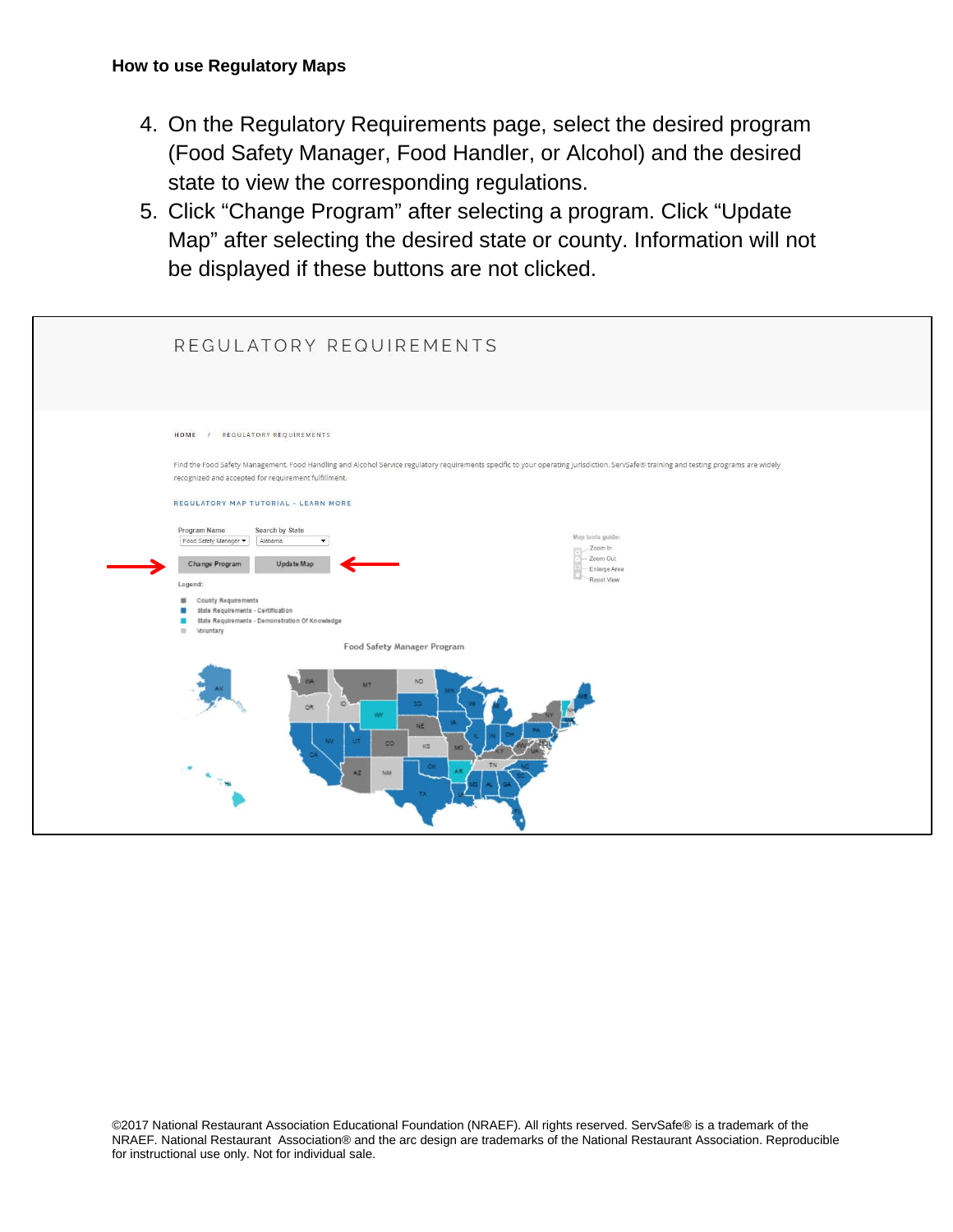**How to use Regulatory Maps**

4. On the Regulatory Requirements page, select the desired program (Food Safety Manager, Food Handler, or Alcohol) and the desired state to view the corresponding regulations.
5. Click “Change Program” after selecting a program. Click “Update Map” after selecting the desired state or county. Information will not be displayed if these buttons are not clicked.

REGULATORY REQUIREMENTS

HOME / REGULATORY REQUIREMENTS

Find the Food Safety Management, Food Handling and Alcohol Service regulatory requirements specific to your operating jurisdiction. ServSafe® training and testing programs are widely recognized and accepted for requirement fulfillment.

REGULATORY MAP TUTORIAL - LEARN MORE

Program Name: Food Safety Manager
Search by State: Alabama

Change Program | Update Map

Map tools guide:
- Zoom In
- Zoom Out
- Enlarge Area
- Reset View

Legend:
- County Requirements
- State Requirements - Certification
- State Requirements - Demonstration Of Knowledge
- Voluntary

Food Safety Manager Program

©2017 National Restaurant Association Educational Foundation (NRAEF). All rights reserved. ServSafe® is a trademark of the NRAEF. National Restaurant Association® and the arc design are trademarks of the National Restaurant Association. Reproducible for instructional use only. Not for individual sale.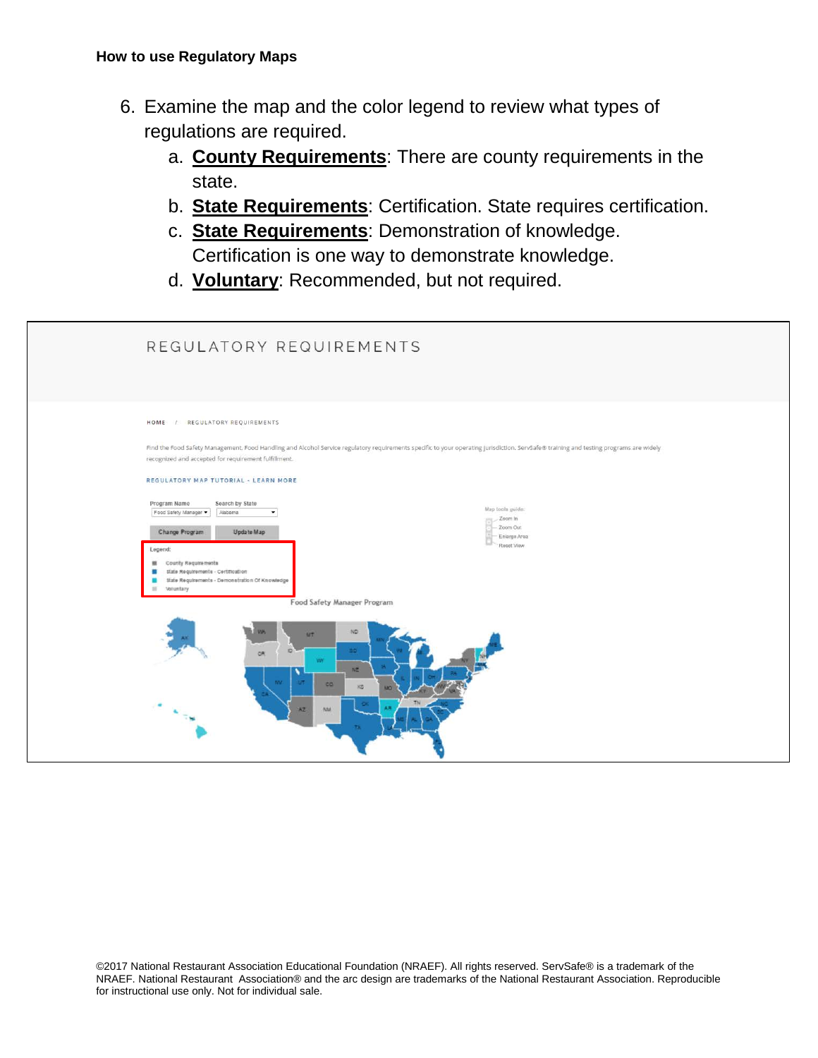**How to use Regulatory Maps**

6. Examine the map and the color legend to review what types of regulations are required.
    a. **County Requirements**: There are county requirements in the state.
    b. **State Requirements**: Certification. State requires certification.
    c. **State Requirements**: Demonstration of knowledge. Certification is one way to demonstrate knowledge.
    d. **Voluntary**: Recommended, but not required.

REGULATORY REQUIREMENTS

HOME / REGULATORY REQUIREMENTS

Find the Food Safety Management, Food Handling and Alcohol Service regulatory requirements specific to your operating jurisdiction. ServSafe® training and testing programs are widely recognized and accepted for requirement fulfillment.

REGULATORY MAP TUTORIAL - LEARN MORE

Program Name: Food Safety Manager | Search by State: Alabama

Change Program | Update Map

Legend:
- County Requirements
- State Requirements - Certification
- State Requirements - Demonstration Of Knowledge
- Voluntary

Map tools guide:
- Zoom In
- Zoom Out
- Enlarge Area
- Reset View

Food Safety Manager Program

©2017 National Restaurant Association Educational Foundation (NRAEF). All rights reserved. ServSafe® is a trademark of the NRAEF. National Restaurant Association® and the arc design are trademarks of the National Restaurant Association. Reproducible for instructional use only. Not for individual sale.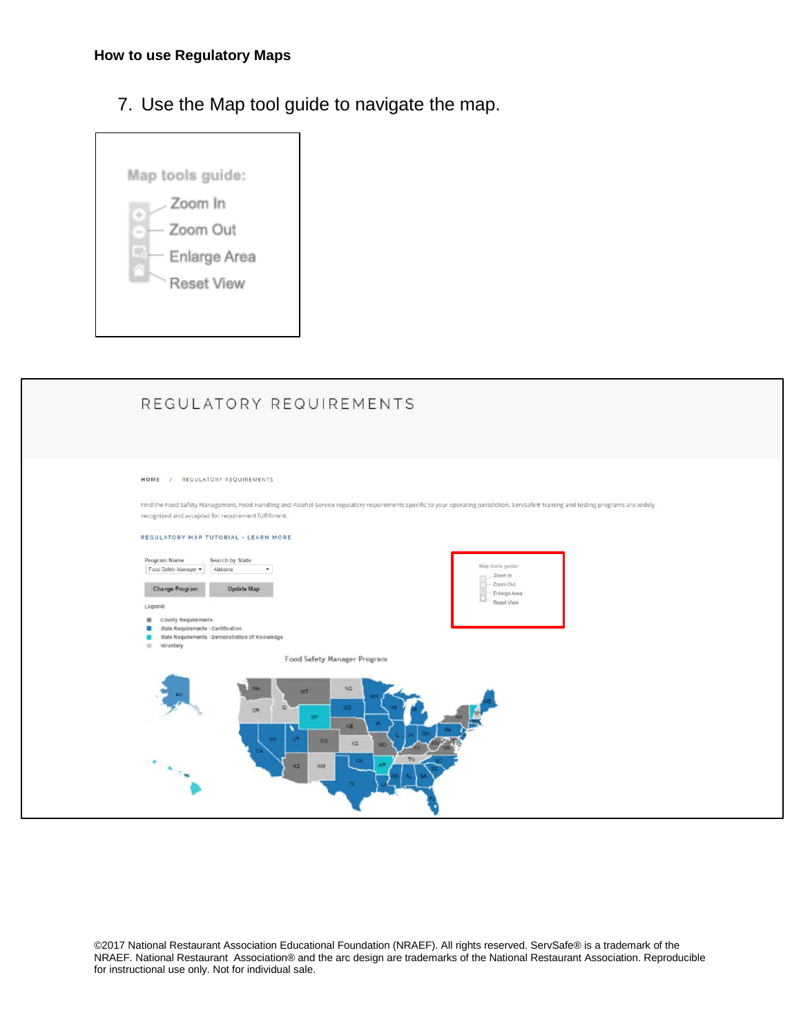**How to use Regulatory Maps**

7. Use the Map tool guide to navigate the map.

Map tools guide:
- Zoom In
- Zoom Out
- Enlarge Area
- Reset View

REGULATORY REQUIREMENTS

HOME / REGULATORY REQUIREMENTS

Find the Food Safety Management, Food Handling and Alcohol Service regulatory requirements specific to your operating jurisdiction. ServSafe® training and testing programs are widely recognized and accepted for requirement fulfillment.

REGULATORY MAP TUTORIAL - LEARN MORE

Program Name: Food Safety Manager

Search by State: Alabama

Change Program | Update Map

Legend:
- County Requirements
- State Requirements - Certification
- State Requirements - Demonstration Of Knowledge
- Voluntary

Map tools guide:
- Zoom In
- Zoom Out
- Enlarge Area
- Reset View

Food Safety Manager Program

©2017 National Restaurant Association Educational Foundation (NRAEF). All rights reserved. ServSafe® is a trademark of the NRAEF. National Restaurant Association® and the arc design are trademarks of the National Restaurant Association. Reproducible for instructional use only. Not for individual sale.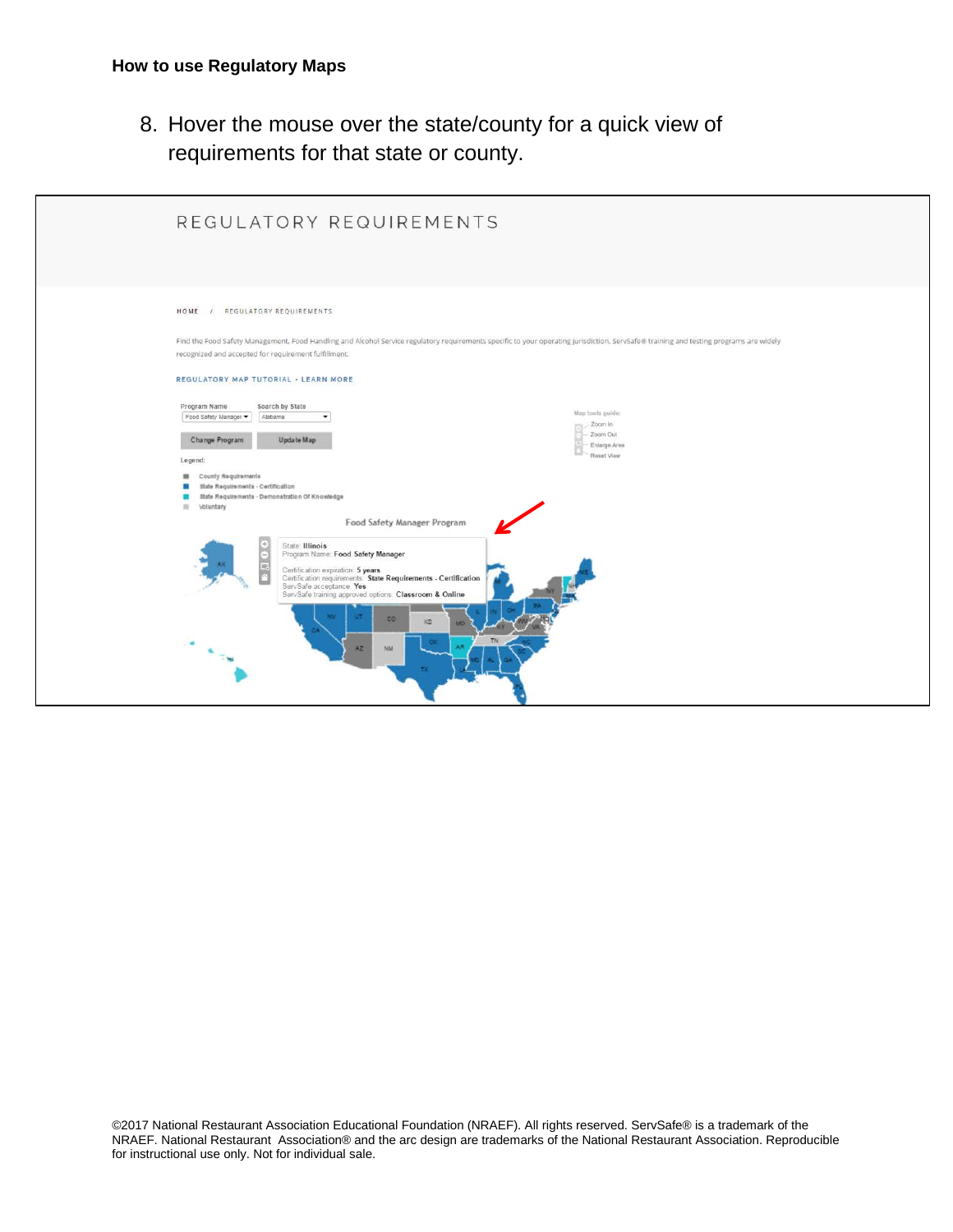**How to use Regulatory Maps**

8. Hover the mouse over the state/county for a quick view of requirements for that state or county.

REGULATORY REQUIREMENTS

HOME / REGULATORY REQUIREMENTS

Find the Food Safety Management, Food Handling and Alcohol Service regulatory requirements specific to your operating jurisdiction. ServSafe® training and testing programs are widely recognized and accepted for requirement fulfillment.

REGULATORY MAP TUTORIAL - LEARN MORE

Program Name: Food Safety Manager
Search by State: Alabama

Change Program | Update Map

Legend:

- County Requirements
- State Requirements - Certification
- State Requirements - Demonstration Of Knowledge
- Voluntary

Map tools guide:
- Zoom In
- Zoom Out
- Enlarge Area
- Reset View

Food Safety Manager Program

State: **Illinois**
Program Name: **Food Safety Manager**
Certification expiration: **5 years**
Certification requirements: **State Requirements - Certification**
ServSafe acceptance: **Yes**
ServSafe training approved options: **Classroom & Online**

©2017 National Restaurant Association Educational Foundation (NRAEF). All rights reserved. ServSafe® is a trademark of the NRAEF. National Restaurant Association® and the arc design are trademarks of the National Restaurant Association. Reproducible for instructional use only. Not for individual sale.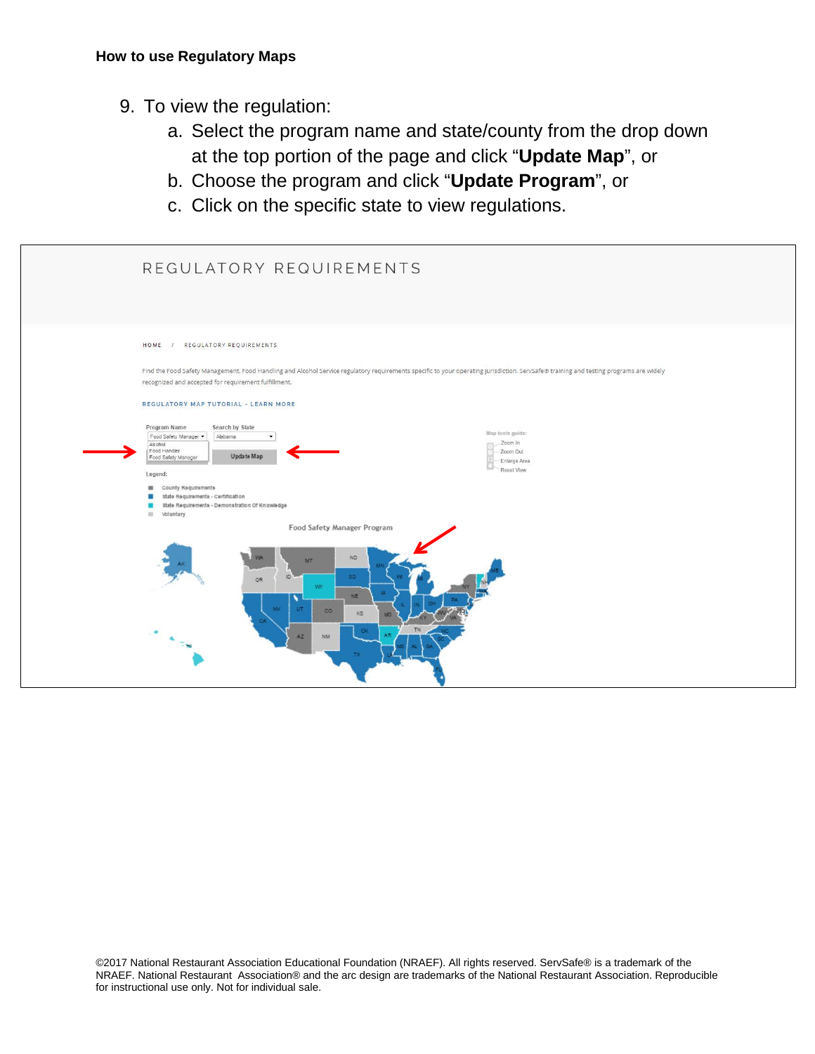**How to use Regulatory Maps**

9. To view the regulation:
   a. Select the program name and state/county from the drop down at the top portion of the page and click "**Update Map**", or
   b. Choose the program and click "**Update Program**", or
   c. Click on the specific state to view regulations.

REGULATORY REQUIREMENTS

HOME / REGULATORY REQUIREMENTS

Find the Food Safety Management, Food Handling and Alcohol Service regulatory requirements specific to your operating jurisdiction. ServSafe® training and testing programs are widely recognized and accepted for requirement fulfillment.

REGULATORY MAP TUTORIAL - LEARN MORE

Program Name: Food Safety Manager (Alcohol, Food Handler, Food Safety Manager)
Search by State: Alabama
Update Map

Map tools guide: Zoom In, Zoom Out, Enlarge Area, Reset View

Legend:
- County Requirements
- State Requirements - Certification
- State Requirements - Demonstration Of Knowledge
- Voluntary

Food Safety Manager Program

©2017 National Restaurant Association Educational Foundation (NRAEF). All rights reserved. ServSafe® is a trademark of the NRAEF. National Restaurant Association® and the arc design are trademarks of the National Restaurant Association. Reproducible for instructional use only. Not for individual sale.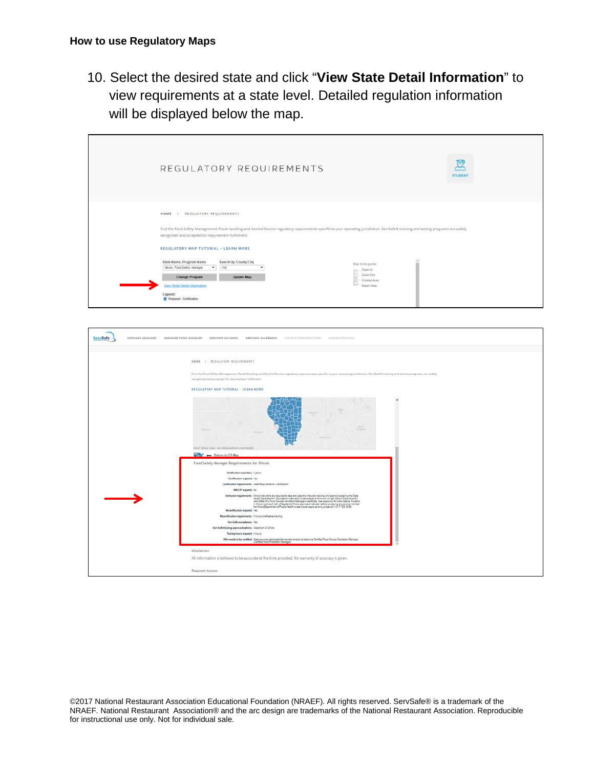**How to use Regulatory Maps**

10. Select the desired state and click "**View State Detail Information**" to view requirements at a state level. Detailed regulation information will be displayed below the map.

©2017 National Restaurant Association Educational Foundation (NRAEF). All rights reserved. ServSafe® is a trademark of the NRAEF. National Restaurant Association® and the arc design are trademarks of the National Restaurant Association. Reproducible for instructional use only. Not for individual sale.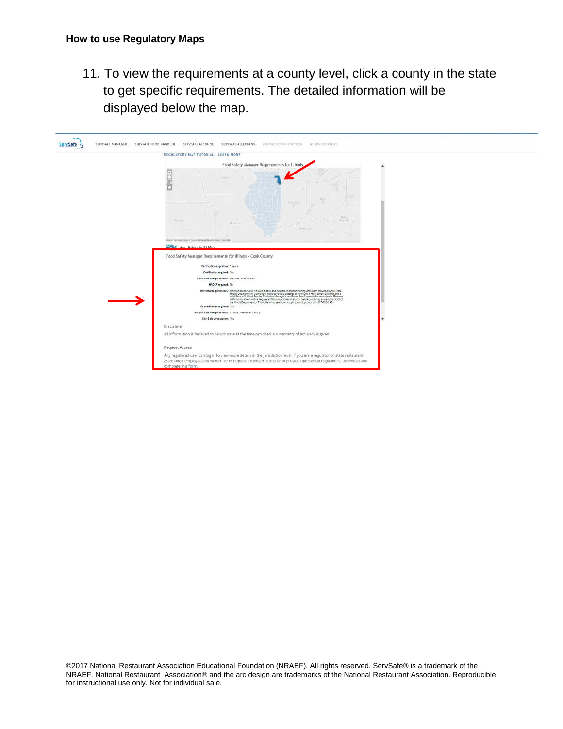**How to use Regulatory Maps**

11. To view the requirements at a county level, click a county in the state to get specific requirements. The detailed information will be displayed below the map.

©2017 National Restaurant Association Educational Foundation (NRAEF). All rights reserved. ServSafe® is a trademark of the NRAEF. National Restaurant Association® and the arc design are trademarks of the National Restaurant Association. Reproducible for instructional use only. Not for individual sale.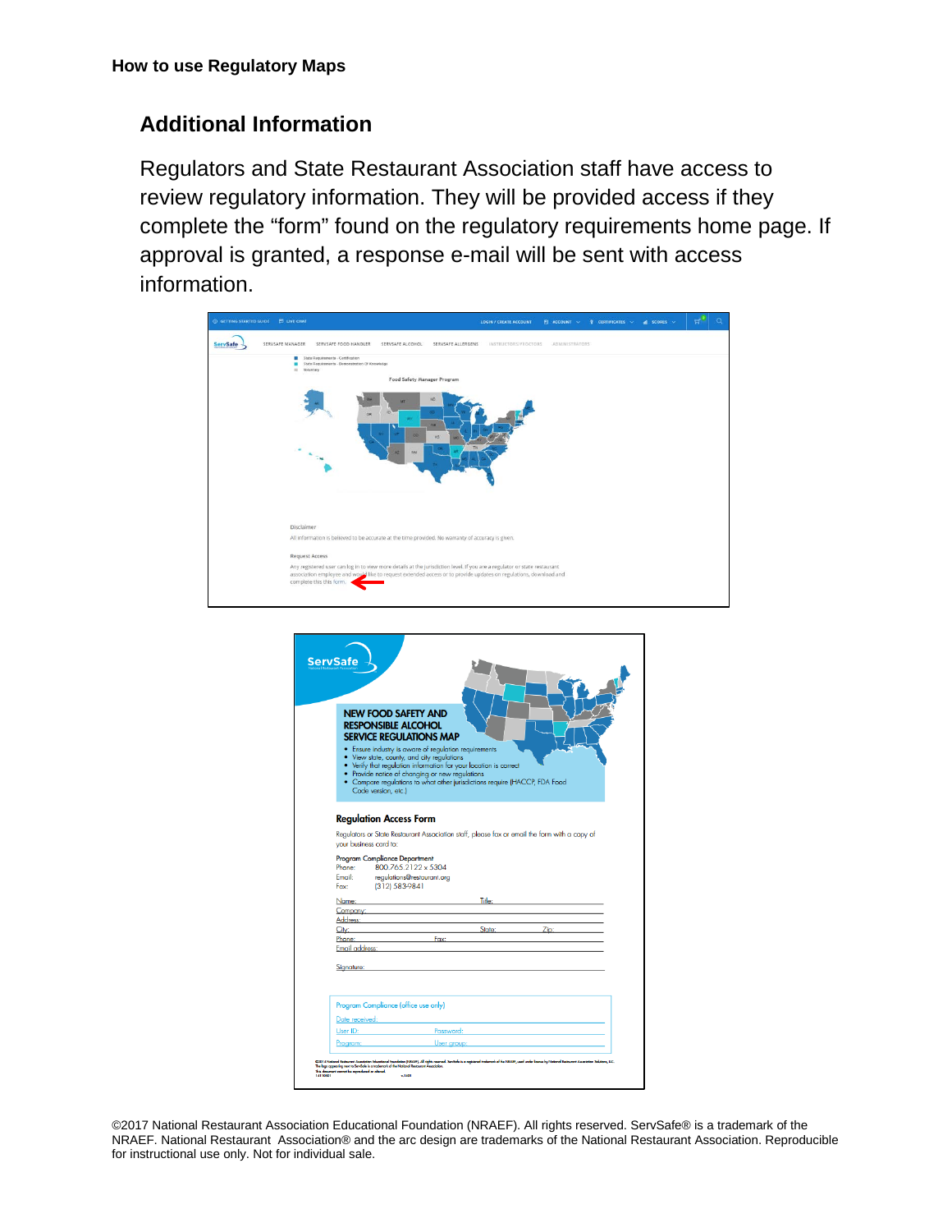## Additional Information

Regulators and State Restaurant Association staff have access to review regulatory information. They will be provided access if they complete the “form” found on the regulatory requirements home page. If approval is granted, a response e-mail will be sent with access information.

©2017 National Restaurant Association Educational Foundation (NRAEF). All rights reserved. ServSafe® is a trademark of the NRAEF. National Restaurant Association® and the arc design are trademarks of the National Restaurant Association. Reproducible for instructional use only. Not for individual sale.